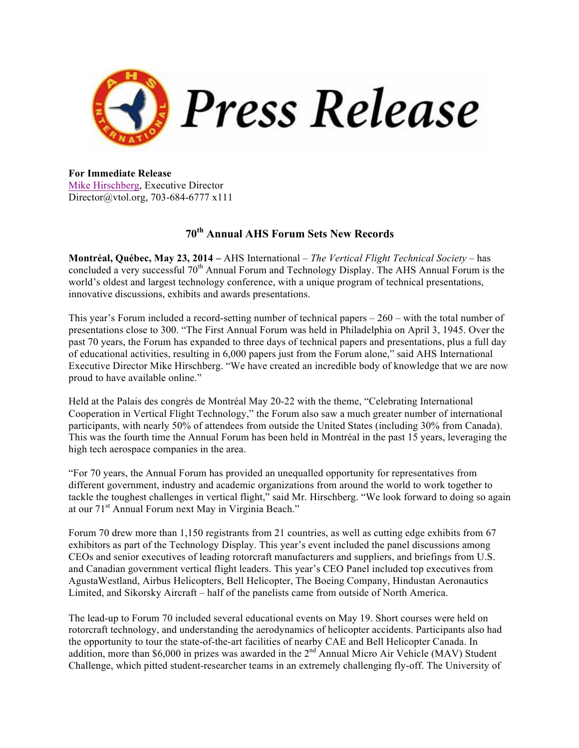# Press Release

**For Immediate Release**
Mike Hirschberg, Executive Director
Director@vtol.org, 703-684-6777 x111

## 70th Annual AHS Forum Sets New Records

**Montréal, Québec, May 23, 2014 –** AHS International – *The Vertical Flight Technical Society* – has concluded a very successful 70th Annual Forum and Technology Display. The AHS Annual Forum is the world's oldest and largest technology conference, with a unique program of technical presentations, innovative discussions, exhibits and awards presentations.

This year's Forum included a record-setting number of technical papers – 260 – with the total number of presentations close to 300. "The First Annual Forum was held in Philadelphia on April 3, 1945. Over the past 70 years, the Forum has expanded to three days of technical papers and presentations, plus a full day of educational activities, resulting in 6,000 papers just from the Forum alone," said AHS International Executive Director Mike Hirschberg. "We have created an incredible body of knowledge that we are now proud to have available online."

Held at the Palais des congrès de Montréal May 20-22 with the theme, "Celebrating International Cooperation in Vertical Flight Technology," the Forum also saw a much greater number of international participants, with nearly 50% of attendees from outside the United States (including 30% from Canada). This was the fourth time the Annual Forum has been held in Montréal in the past 15 years, leveraging the high tech aerospace companies in the area.

"For 70 years, the Annual Forum has provided an unequalled opportunity for representatives from different government, industry and academic organizations from around the world to work together to tackle the toughest challenges in vertical flight," said Mr. Hirschberg. "We look forward to doing so again at our 71st Annual Forum next May in Virginia Beach."

Forum 70 drew more than 1,150 registrants from 21 countries, as well as cutting edge exhibits from 67 exhibitors as part of the Technology Display. This year's event included the panel discussions among CEOs and senior executives of leading rotorcraft manufacturers and suppliers, and briefings from U.S. and Canadian government vertical flight leaders. This year's CEO Panel included top executives from AgustaWestland, Airbus Helicopters, Bell Helicopter, The Boeing Company, Hindustan Aeronautics Limited, and Sikorsky Aircraft – half of the panelists came from outside of North America.

The lead-up to Forum 70 included several educational events on May 19. Short courses were held on rotorcraft technology, and understanding the aerodynamics of helicopter accidents. Participants also had the opportunity to tour the state-of-the-art facilities of nearby CAE and Bell Helicopter Canada. In addition, more than $6,000 in prizes was awarded in the 2nd Annual Micro Air Vehicle (MAV) Student Challenge, which pitted student-researcher teams in an extremely challenging fly-off. The University of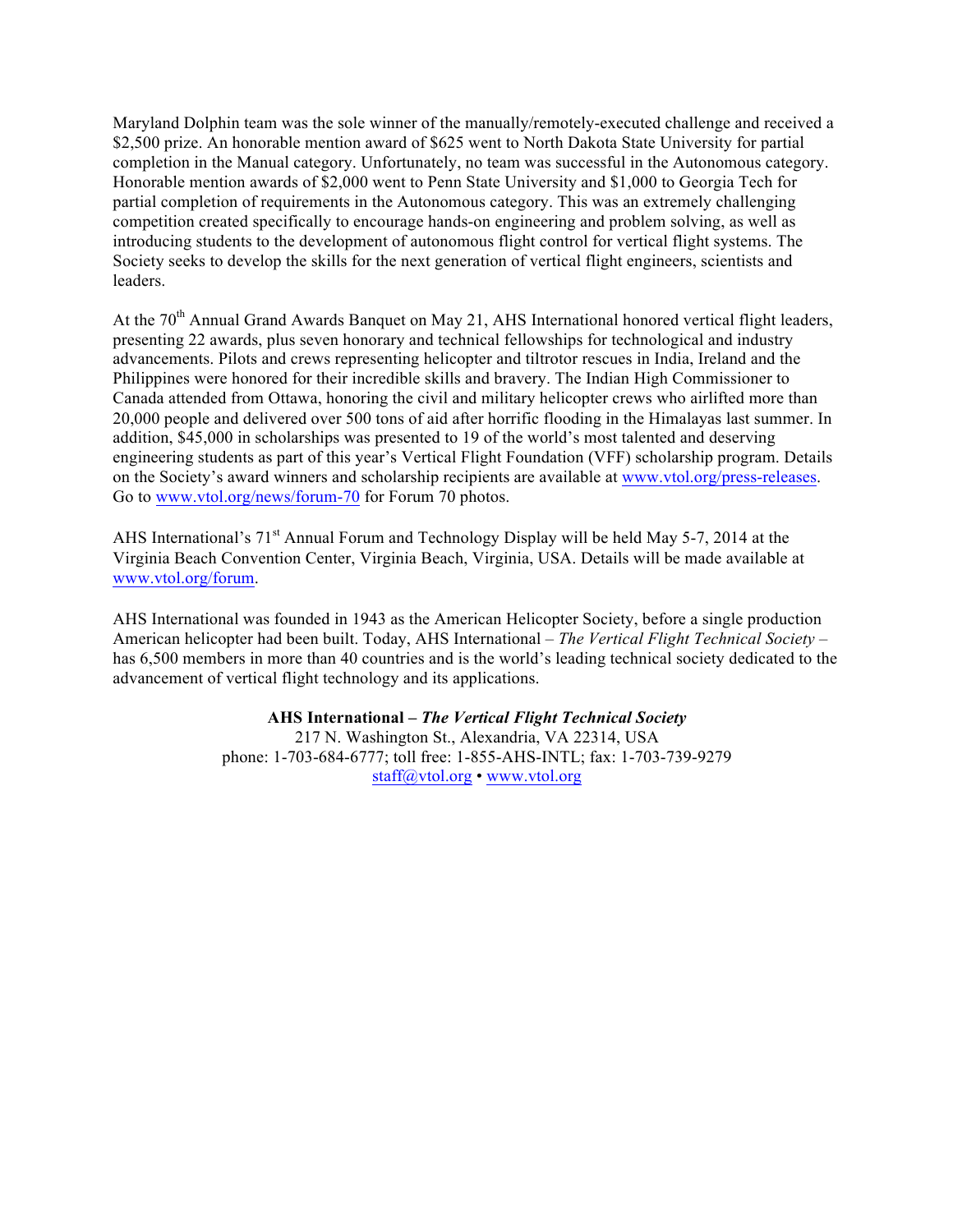Maryland Dolphin team was the sole winner of the manually/remotely-executed challenge and received a $2,500 prize. An honorable mention award of $625 went to North Dakota State University for partial completion in the Manual category. Unfortunately, no team was successful in the Autonomous category. Honorable mention awards of $2,000 went to Penn State University and $1,000 to Georgia Tech for partial completion of requirements in the Autonomous category. This was an extremely challenging competition created specifically to encourage hands-on engineering and problem solving, as well as introducing students to the development of autonomous flight control for vertical flight systems. The Society seeks to develop the skills for the next generation of vertical flight engineers, scientists and leaders.

At the 70th Annual Grand Awards Banquet on May 21, AHS International honored vertical flight leaders, presenting 22 awards, plus seven honorary and technical fellowships for technological and industry advancements. Pilots and crews representing helicopter and tiltrotor rescues in India, Ireland and the Philippines were honored for their incredible skills and bravery. The Indian High Commissioner to Canada attended from Ottawa, honoring the civil and military helicopter crews who airlifted more than 20,000 people and delivered over 500 tons of aid after horrific flooding in the Himalayas last summer. In addition, $45,000 in scholarships was presented to 19 of the world's most talented and deserving engineering students as part of this year's Vertical Flight Foundation (VFF) scholarship program. Details on the Society's award winners and scholarship recipients are available at www.vtol.org/press-releases. Go to www.vtol.org/news/forum-70 for Forum 70 photos.

AHS International's 71st Annual Forum and Technology Display will be held May 5-7, 2014 at the Virginia Beach Convention Center, Virginia Beach, Virginia, USA. Details will be made available at www.vtol.org/forum.

AHS International was founded in 1943 as the American Helicopter Society, before a single production American helicopter had been built. Today, AHS International – *The Vertical Flight Technical Society* – has 6,500 members in more than 40 countries and is the world's leading technical society dedicated to the advancement of vertical flight technology and its applications.

**AHS International – *The Vertical Flight Technical Society***
217 N. Washington St., Alexandria, VA 22314, USA
phone: 1-703-684-6777; toll free: 1-855-AHS-INTL; fax: 1-703-739-9279
staff@vtol.org • www.vtol.org